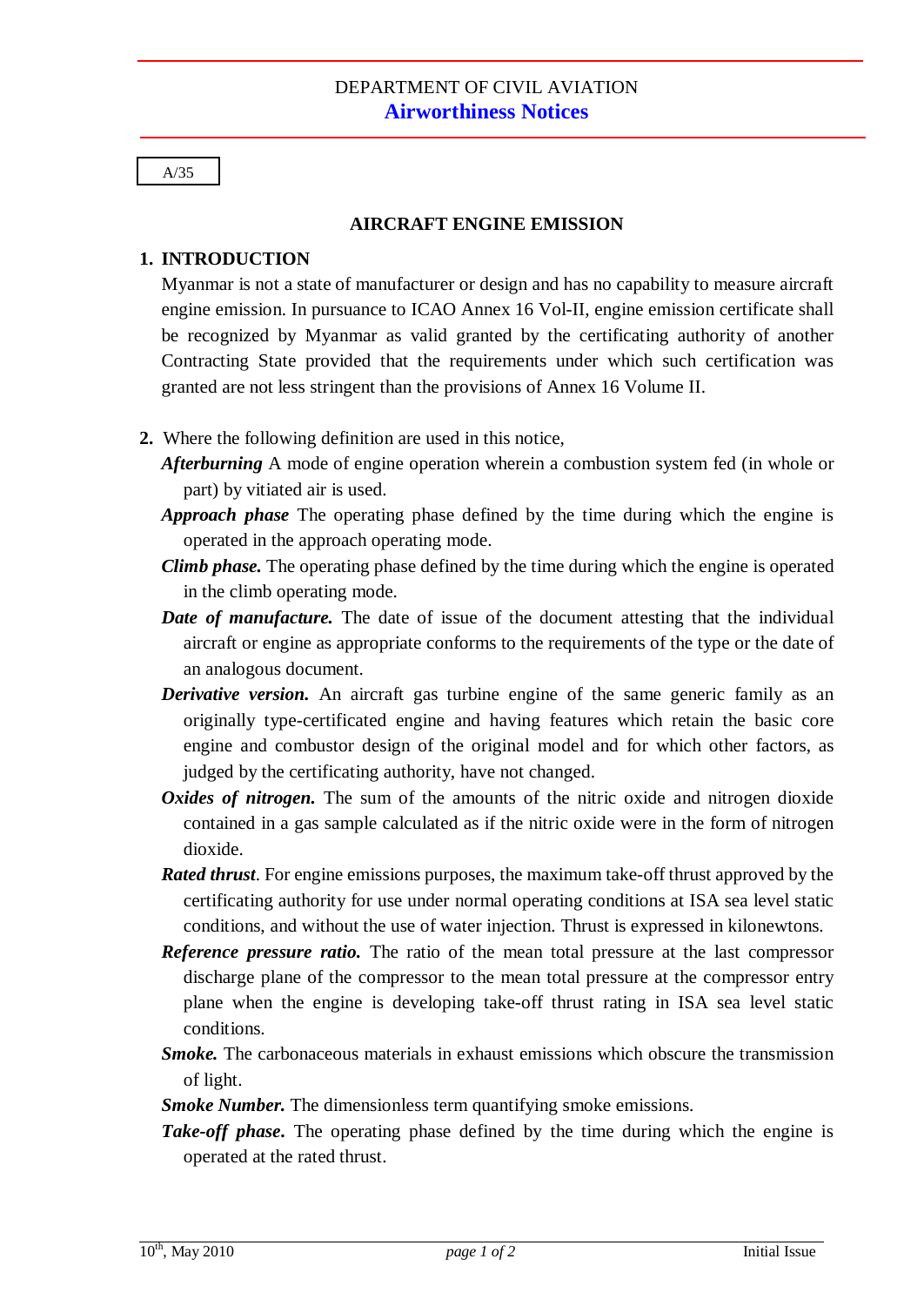DEPARTMENT OF CIVIL AVIATION

**Airworthiness Notices**

A/35

## AIRCRAFT ENGINE EMISSION

### 1. INTRODUCTION

Myanmar is not a state of manufacturer or design and has no capability to measure aircraft engine emission. In pursuance to ICAO Annex 16 Vol-II, engine emission certificate shall be recognized by Myanmar as valid granted by the certificating authority of another Contracting State provided that the requirements under which such certification was granted are not less stringent than the provisions of Annex 16 Volume II.

**2.** Where the following definition are used in this notice,

***Afterburning*** A mode of engine operation wherein a combustion system fed (in whole or part) by vitiated air is used.

***Approach phase*** The operating phase defined by the time during which the engine is operated in the approach operating mode.

***Climb phase.*** The operating phase defined by the time during which the engine is operated in the climb operating mode.

***Date of manufacture.*** The date of issue of the document attesting that the individual aircraft or engine as appropriate conforms to the requirements of the type or the date of an analogous document.

***Derivative version.*** An aircraft gas turbine engine of the same generic family as an originally type-certificated engine and having features which retain the basic core engine and combustor design of the original model and for which other factors, as judged by the certificating authority, have not changed.

***Oxides of nitrogen.*** The sum of the amounts of the nitric oxide and nitrogen dioxide contained in a gas sample calculated as if the nitric oxide were in the form of nitrogen dioxide.

***Rated thrust***. For engine emissions purposes, the maximum take-off thrust approved by the certificating authority for use under normal operating conditions at ISA sea level static conditions, and without the use of water injection. Thrust is expressed in kilonewtons.

***Reference pressure ratio.*** The ratio of the mean total pressure at the last compressor discharge plane of the compressor to the mean total pressure at the compressor entry plane when the engine is developing take-off thrust rating in ISA sea level static conditions.

***Smoke.*** The carbonaceous materials in exhaust emissions which obscure the transmission of light.

***Smoke Number.*** The dimensionless term quantifying smoke emissions.

***Take-off phase.*** The operating phase defined by the time during which the engine is operated at the rated thrust.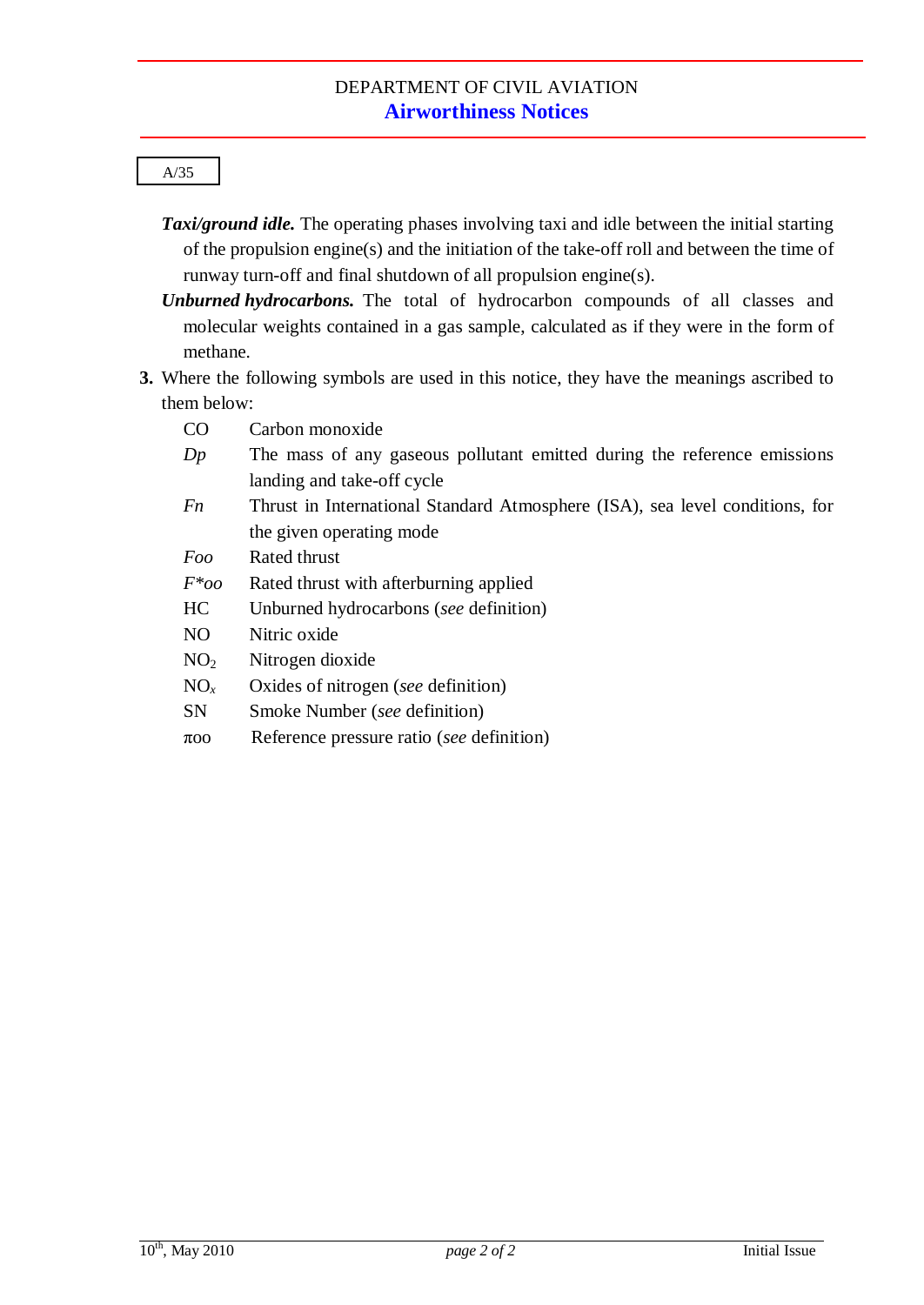***Taxi/ground idle.*** The operating phases involving taxi and idle between the initial starting of the propulsion engine(s) and the initiation of the take-off roll and between the time of runway turn-off and final shutdown of all propulsion engine(s).

***Unburned hydrocarbons.*** The total of hydrocarbon compounds of all classes and molecular weights contained in a gas sample, calculated as if they were in the form of methane.

**3.** Where the following symbols are used in this notice, they have the meanings ascribed to them below:

| | |
|---|---|
| CO | Carbon monoxide |
| *Dp* | The mass of any gaseous pollutant emitted during the reference emissions landing and take-off cycle |
| *Fn* | Thrust in International Standard Atmosphere (ISA), sea level conditions, for the given operating mode |
| *Foo* | Rated thrust |
| *F*oo* | Rated thrust with afterburning applied |
| HC | Unburned hydrocarbons (*see* definition) |
| NO | Nitric oxide |
| $NO_2$ | Nitrogen dioxide |
| $NO_x$ | Oxides of nitrogen (*see* definition) |
| SN | Smoke Number (*see* definition) |
| $\pi oo$ | Reference pressure ratio (*see* definition) |